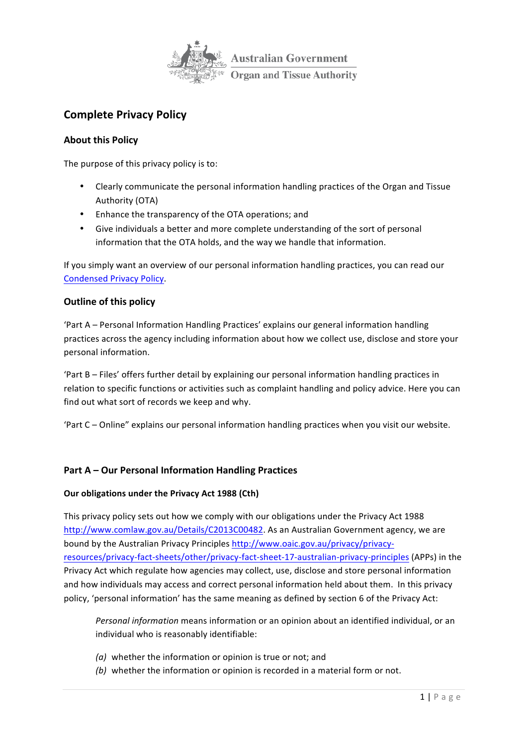Australian Government
Organ and Tissue Authority

# Complete Privacy Policy

## About this Policy

The purpose of this privacy policy is to:

- Clearly communicate the personal information handling practices of the Organ and Tissue Authority (OTA)
- Enhance the transparency of the OTA operations; and
- Give individuals a better and more complete understanding of the sort of personal information that the OTA holds, and the way we handle that information.

If you simply want an overview of our personal information handling practices, you can read our Condensed Privacy Policy.

## Outline of this policy

'Part A – Personal Information Handling Practices' explains our general information handling practices across the agency including information about how we collect use, disclose and store your personal information.

'Part B – Files' offers further detail by explaining our personal information handling practices in relation to specific functions or activities such as complaint handling and policy advice. Here you can find out what sort of records we keep and why.

'Part C – Online" explains our personal information handling practices when you visit our website.

## Part A – Our Personal Information Handling Practices

### Our obligations under the Privacy Act 1988 (Cth)

This privacy policy sets out how we comply with our obligations under the Privacy Act 1988 http://www.comlaw.gov.au/Details/C2013C00482. As an Australian Government agency, we are bound by the Australian Privacy Principles http://www.oaic.gov.au/privacy/privacy-resources/privacy-fact-sheets/other/privacy-fact-sheet-17-australian-privacy-principles (APPs) in the Privacy Act which regulate how agencies may collect, use, disclose and store personal information and how individuals may access and correct personal information held about them. In this privacy policy, 'personal information' has the same meaning as defined by section 6 of the Privacy Act:

> *Personal information* means information or an opinion about an identified individual, or an individual who is reasonably identifiable:
>
> *(a)* whether the information or opinion is true or not; and
>
> *(b)* whether the information or opinion is recorded in a material form or not.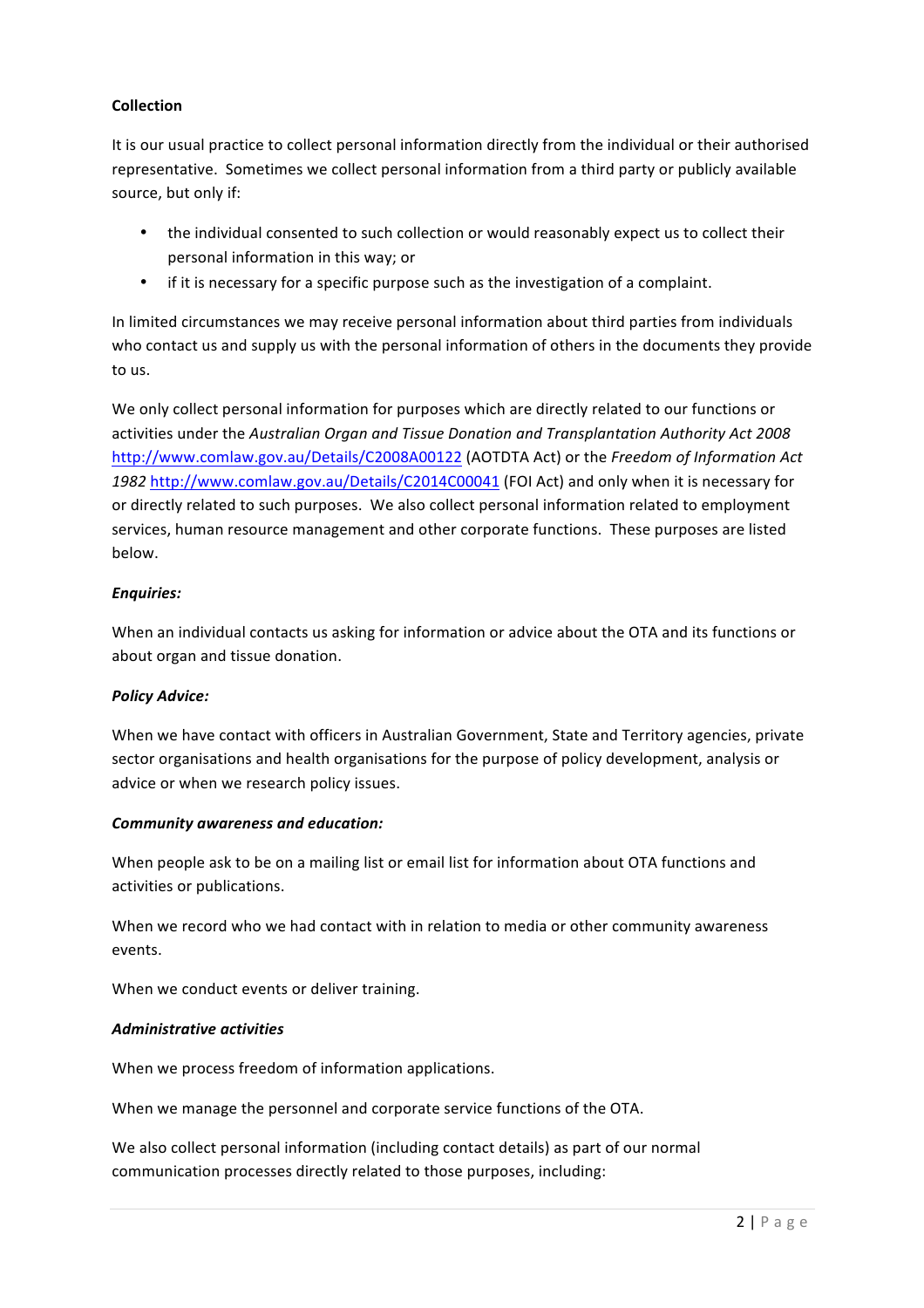**Collection**

It is our usual practice to collect personal information directly from the individual or their authorised representative. Sometimes we collect personal information from a third party or publicly available source, but only if:

- the individual consented to such collection or would reasonably expect us to collect their personal information in this way; or
- if it is necessary for a specific purpose such as the investigation of a complaint.

In limited circumstances we may receive personal information about third parties from individuals who contact us and supply us with the personal information of others in the documents they provide to us.

We only collect personal information for purposes which are directly related to our functions or activities under the *Australian Organ and Tissue Donation and Transplantation Authority Act 2008* http://www.comlaw.gov.au/Details/C2008A00122 (AOTDTA Act) or the *Freedom of Information Act 1982* http://www.comlaw.gov.au/Details/C2014C00041 (FOI Act) and only when it is necessary for or directly related to such purposes. We also collect personal information related to employment services, human resource management and other corporate functions. These purposes are listed below.

***Enquiries:***

When an individual contacts us asking for information or advice about the OTA and its functions or about organ and tissue donation.

***Policy Advice:***

When we have contact with officers in Australian Government, State and Territory agencies, private sector organisations and health organisations for the purpose of policy development, analysis or advice or when we research policy issues.

***Community awareness and education:***

When people ask to be on a mailing list or email list for information about OTA functions and activities or publications.

When we record who we had contact with in relation to media or other community awareness events.

When we conduct events or deliver training.

***Administrative activities***

When we process freedom of information applications.

When we manage the personnel and corporate service functions of the OTA.

We also collect personal information (including contact details) as part of our normal communication processes directly related to those purposes, including: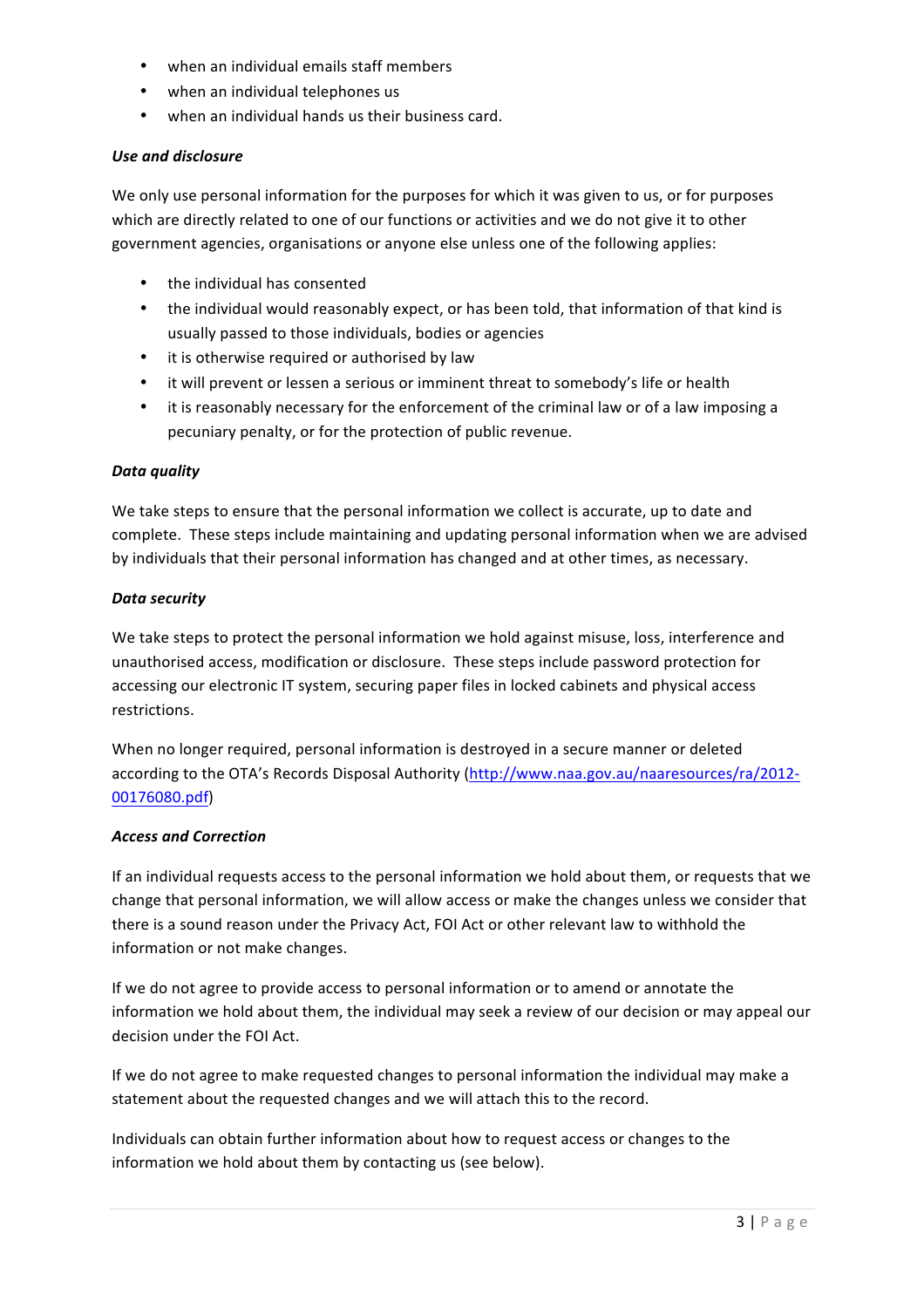- when an individual emails staff members
- when an individual telephones us
- when an individual hands us their business card.

***Use and disclosure***

We only use personal information for the purposes for which it was given to us, or for purposes which are directly related to one of our functions or activities and we do not give it to other government agencies, organisations or anyone else unless one of the following applies:

- the individual has consented
- the individual would reasonably expect, or has been told, that information of that kind is usually passed to those individuals, bodies or agencies
- it is otherwise required or authorised by law
- it will prevent or lessen a serious or imminent threat to somebody's life or health
- it is reasonably necessary for the enforcement of the criminal law or of a law imposing a pecuniary penalty, or for the protection of public revenue.

***Data quality***

We take steps to ensure that the personal information we collect is accurate, up to date and complete. These steps include maintaining and updating personal information when we are advised by individuals that their personal information has changed and at other times, as necessary.

***Data security***

We take steps to protect the personal information we hold against misuse, loss, interference and unauthorised access, modification or disclosure. These steps include password protection for accessing our electronic IT system, securing paper files in locked cabinets and physical access restrictions.

When no longer required, personal information is destroyed in a secure manner or deleted according to the OTA's Records Disposal Authority ([http://www.naa.gov.au/naaresources/ra/2012-00176080.pdf](http://www.naa.gov.au/naaresources/ra/2012-00176080.pdf))

***Access and Correction***

If an individual requests access to the personal information we hold about them, or requests that we change that personal information, we will allow access or make the changes unless we consider that there is a sound reason under the Privacy Act, FOI Act or other relevant law to withhold the information or not make changes.

If we do not agree to provide access to personal information or to amend or annotate the information we hold about them, the individual may seek a review of our decision or may appeal our decision under the FOI Act.

If we do not agree to make requested changes to personal information the individual may make a statement about the requested changes and we will attach this to the record.

Individuals can obtain further information about how to request access or changes to the information we hold about them by contacting us (see below).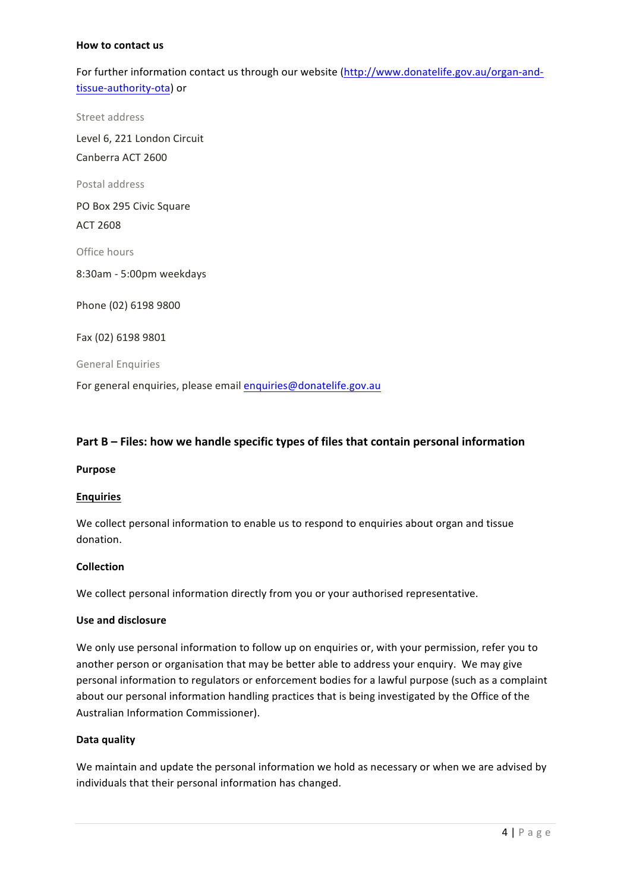**How to contact us**

For further information contact us through our website (http://www.donatelife.gov.au/organ-and-tissue-authority-ota) or

Street address

Level 6, 221 London Circuit

Canberra ACT 2600

Postal address

PO Box 295 Civic Square

ACT 2608

Office hours

8:30am - 5:00pm weekdays

Phone (02) 6198 9800

Fax (02) 6198 9801

General Enquiries

For general enquiries, please email enquiries@donatelife.gov.au

## Part B – Files: how we handle specific types of files that contain personal information

**Purpose**

**<u>Enquiries</u>**

We collect personal information to enable us to respond to enquiries about organ and tissue donation.

**Collection**

We collect personal information directly from you or your authorised representative.

**Use and disclosure**

We only use personal information to follow up on enquiries or, with your permission, refer you to another person or organisation that may be better able to address your enquiry. We may give personal information to regulators or enforcement bodies for a lawful purpose (such as a complaint about our personal information handling practices that is being investigated by the Office of the Australian Information Commissioner).

**Data quality**

We maintain and update the personal information we hold as necessary or when we are advised by individuals that their personal information has changed.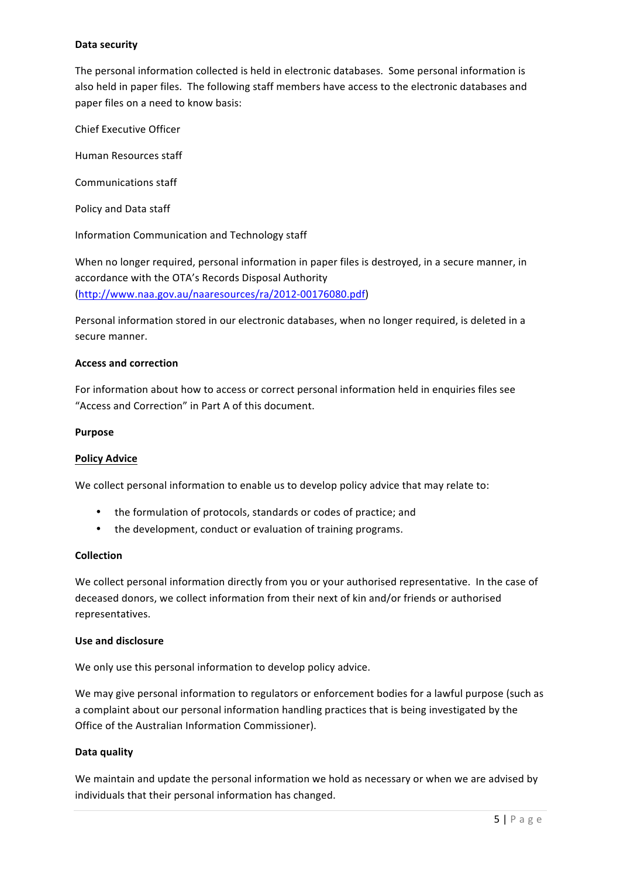**Data security**

The personal information collected is held in electronic databases. Some personal information is also held in paper files. The following staff members have access to the electronic databases and paper files on a need to know basis:

Chief Executive Officer

Human Resources staff

Communications staff

Policy and Data staff

Information Communication and Technology staff

When no longer required, personal information in paper files is destroyed, in a secure manner, in accordance with the OTA's Records Disposal Authority (http://www.naa.gov.au/naaresources/ra/2012-00176080.pdf)

Personal information stored in our electronic databases, when no longer required, is deleted in a secure manner.

**Access and correction**

For information about how to access or correct personal information held in enquiries files see "Access and Correction" in Part A of this document.

**Purpose**

**Policy Advice**

We collect personal information to enable us to develop policy advice that may relate to:

- the formulation of protocols, standards or codes of practice; and
- the development, conduct or evaluation of training programs.

**Collection**

We collect personal information directly from you or your authorised representative. In the case of deceased donors, we collect information from their next of kin and/or friends or authorised representatives.

**Use and disclosure**

We only use this personal information to develop policy advice.

We may give personal information to regulators or enforcement bodies for a lawful purpose (such as a complaint about our personal information handling practices that is being investigated by the Office of the Australian Information Commissioner).

**Data quality**

We maintain and update the personal information we hold as necessary or when we are advised by individuals that their personal information has changed.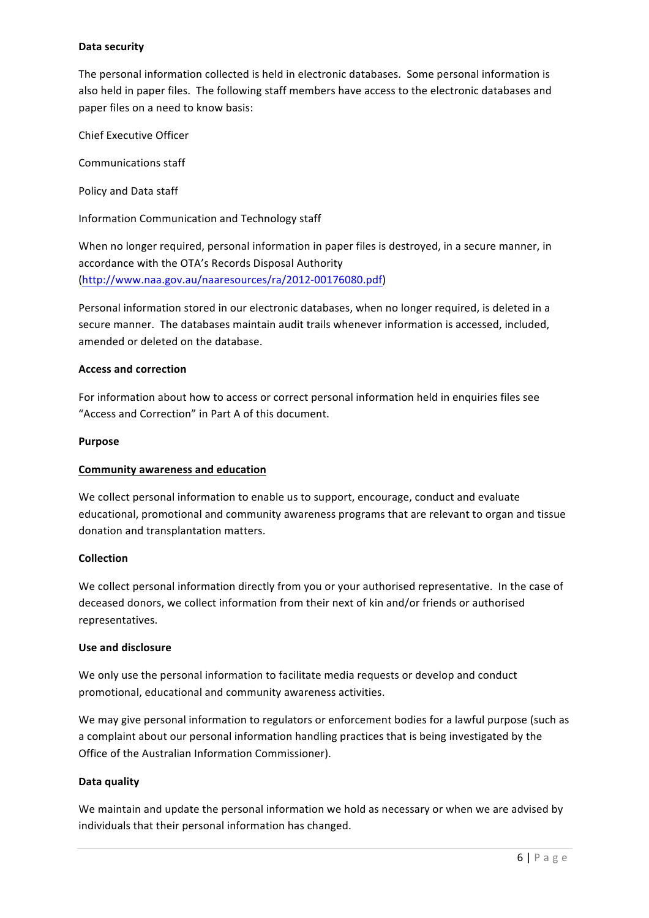**Data security**

The personal information collected is held in electronic databases. Some personal information is also held in paper files. The following staff members have access to the electronic databases and paper files on a need to know basis:

Chief Executive Officer

Communications staff

Policy and Data staff

Information Communication and Technology staff

When no longer required, personal information in paper files is destroyed, in a secure manner, in accordance with the OTA's Records Disposal Authority (http://www.naa.gov.au/naaresources/ra/2012-00176080.pdf)

Personal information stored in our electronic databases, when no longer required, is deleted in a secure manner. The databases maintain audit trails whenever information is accessed, included, amended or deleted on the database.

**Access and correction**

For information about how to access or correct personal information held in enquiries files see "Access and Correction" in Part A of this document.

**Purpose**

**<u>Community awareness and education</u>**

We collect personal information to enable us to support, encourage, conduct and evaluate educational, promotional and community awareness programs that are relevant to organ and tissue donation and transplantation matters.

**Collection**

We collect personal information directly from you or your authorised representative. In the case of deceased donors, we collect information from their next of kin and/or friends or authorised representatives.

**Use and disclosure**

We only use the personal information to facilitate media requests or develop and conduct promotional, educational and community awareness activities.

We may give personal information to regulators or enforcement bodies for a lawful purpose (such as a complaint about our personal information handling practices that is being investigated by the Office of the Australian Information Commissioner).

**Data quality**

We maintain and update the personal information we hold as necessary or when we are advised by individuals that their personal information has changed.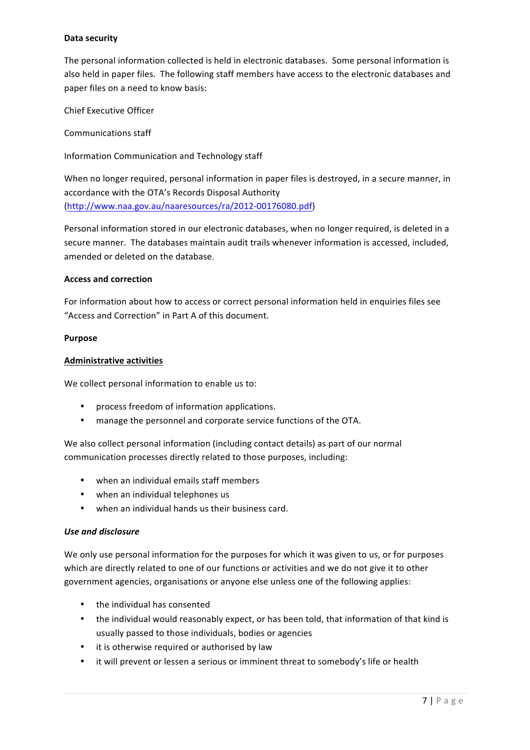**Data security**

The personal information collected is held in electronic databases. Some personal information is also held in paper files. The following staff members have access to the electronic databases and paper files on a need to know basis:

Chief Executive Officer

Communications staff

Information Communication and Technology staff

When no longer required, personal information in paper files is destroyed, in a secure manner, in accordance with the OTA's Records Disposal Authority (http://www.naa.gov.au/naaresources/ra/2012-00176080.pdf)

Personal information stored in our electronic databases, when no longer required, is deleted in a secure manner. The databases maintain audit trails whenever information is accessed, included, amended or deleted on the database.

**Access and correction**

For information about how to access or correct personal information held in enquiries files see "Access and Correction" in Part A of this document.

**Purpose**

**Administrative activities**

We collect personal information to enable us to:

- process freedom of information applications.
- manage the personnel and corporate service functions of the OTA.

We also collect personal information (including contact details) as part of our normal communication processes directly related to those purposes, including:

- when an individual emails staff members
- when an individual telephones us
- when an individual hands us their business card.

***Use and disclosure***

We only use personal information for the purposes for which it was given to us, or for purposes which are directly related to one of our functions or activities and we do not give it to other government agencies, organisations or anyone else unless one of the following applies:

- the individual has consented
- the individual would reasonably expect, or has been told, that information of that kind is usually passed to those individuals, bodies or agencies
- it is otherwise required or authorised by law
- it will prevent or lessen a serious or imminent threat to somebody's life or health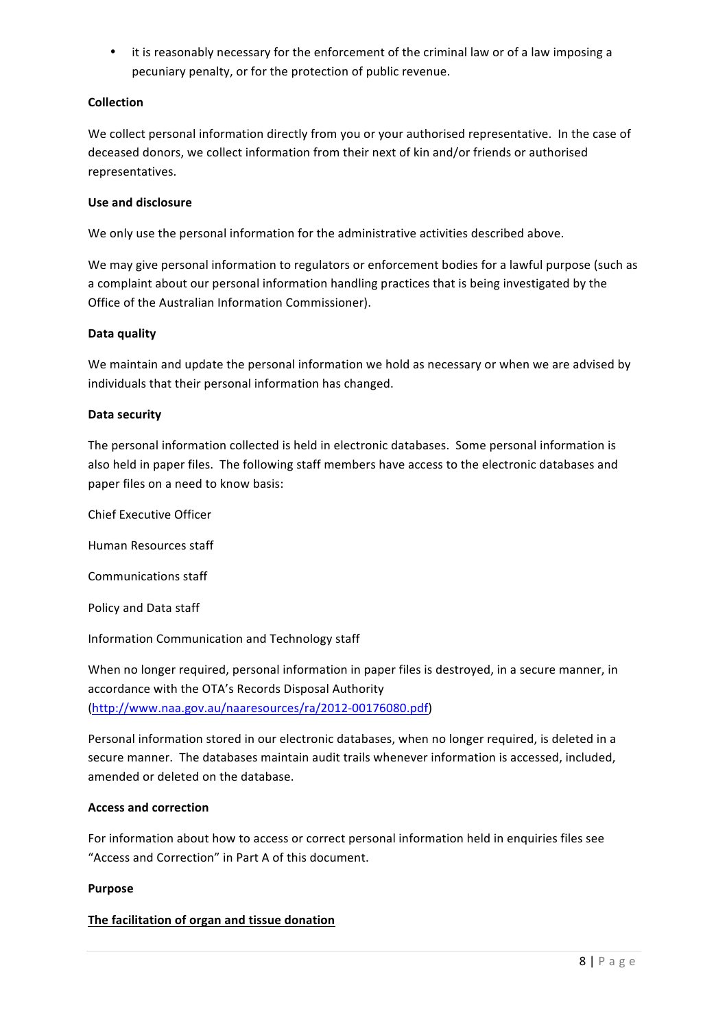- it is reasonably necessary for the enforcement of the criminal law or of a law imposing a pecuniary penalty, or for the protection of public revenue.

**Collection**

We collect personal information directly from you or your authorised representative. In the case of deceased donors, we collect information from their next of kin and/or friends or authorised representatives.

**Use and disclosure**

We only use the personal information for the administrative activities described above.

We may give personal information to regulators or enforcement bodies for a lawful purpose (such as a complaint about our personal information handling practices that is being investigated by the Office of the Australian Information Commissioner).

**Data quality**

We maintain and update the personal information we hold as necessary or when we are advised by individuals that their personal information has changed.

**Data security**

The personal information collected is held in electronic databases. Some personal information is also held in paper files. The following staff members have access to the electronic databases and paper files on a need to know basis:

Chief Executive Officer

Human Resources staff

Communications staff

Policy and Data staff

Information Communication and Technology staff

When no longer required, personal information in paper files is destroyed, in a secure manner, in accordance with the OTA's Records Disposal Authority (http://www.naa.gov.au/naaresources/ra/2012-00176080.pdf)

Personal information stored in our electronic databases, when no longer required, is deleted in a secure manner. The databases maintain audit trails whenever information is accessed, included, amended or deleted on the database.

**Access and correction**

For information about how to access or correct personal information held in enquiries files see "Access and Correction" in Part A of this document.

**Purpose**

**The facilitation of organ and tissue donation**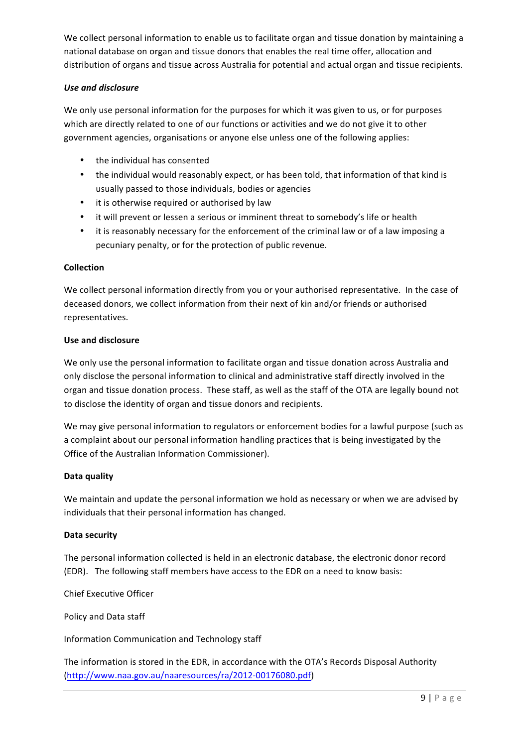We collect personal information to enable us to facilitate organ and tissue donation by maintaining a national database on organ and tissue donors that enables the real time offer, allocation and distribution of organs and tissue across Australia for potential and actual organ and tissue recipients.

***Use and disclosure***

We only use personal information for the purposes for which it was given to us, or for purposes which are directly related to one of our functions or activities and we do not give it to other government agencies, organisations or anyone else unless one of the following applies:

- the individual has consented
- the individual would reasonably expect, or has been told, that information of that kind is usually passed to those individuals, bodies or agencies
- it is otherwise required or authorised by law
- it will prevent or lessen a serious or imminent threat to somebody's life or health
- it is reasonably necessary for the enforcement of the criminal law or of a law imposing a pecuniary penalty, or for the protection of public revenue.

**Collection**

We collect personal information directly from you or your authorised representative. In the case of deceased donors, we collect information from their next of kin and/or friends or authorised representatives.

**Use and disclosure**

We only use the personal information to facilitate organ and tissue donation across Australia and only disclose the personal information to clinical and administrative staff directly involved in the organ and tissue donation process. These staff, as well as the staff of the OTA are legally bound not to disclose the identity of organ and tissue donors and recipients.

We may give personal information to regulators or enforcement bodies for a lawful purpose (such as a complaint about our personal information handling practices that is being investigated by the Office of the Australian Information Commissioner).

**Data quality**

We maintain and update the personal information we hold as necessary or when we are advised by individuals that their personal information has changed.

**Data security**

The personal information collected is held in an electronic database, the electronic donor record (EDR). The following staff members have access to the EDR on a need to know basis:

Chief Executive Officer

Policy and Data staff

Information Communication and Technology staff

The information is stored in the EDR, in accordance with the OTA's Records Disposal Authority (http://www.naa.gov.au/naaresources/ra/2012-00176080.pdf)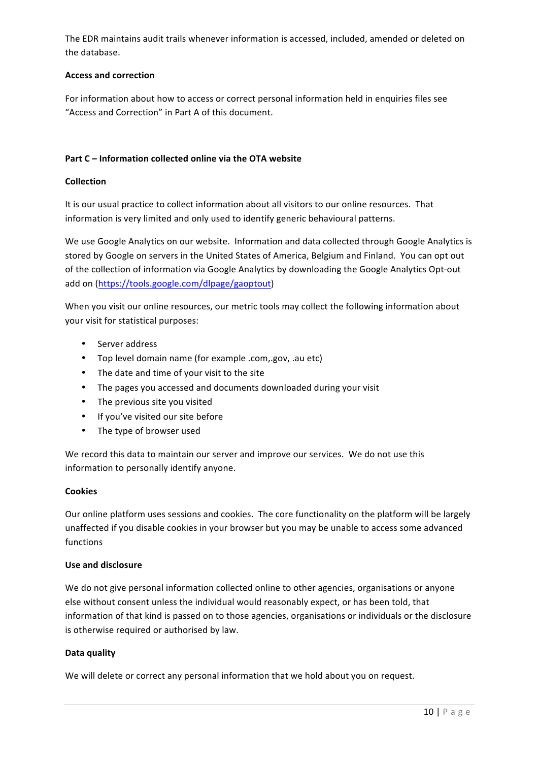The EDR maintains audit trails whenever information is accessed, included, amended or deleted on the database.

**Access and correction**

For information about how to access or correct personal information held in enquiries files see "Access and Correction" in Part A of this document.

**Part C – Information collected online via the OTA website**

**Collection**

It is our usual practice to collect information about all visitors to our online resources. That information is very limited and only used to identify generic behavioural patterns.

We use Google Analytics on our website. Information and data collected through Google Analytics is stored by Google on servers in the United States of America, Belgium and Finland. You can opt out of the collection of information via Google Analytics by downloading the Google Analytics Opt-out add on (https://tools.google.com/dlpage/gaoptout)

When you visit our online resources, our metric tools may collect the following information about your visit for statistical purposes:

- Server address
- Top level domain name (for example .com,.gov, .au etc)
- The date and time of your visit to the site
- The pages you accessed and documents downloaded during your visit
- The previous site you visited
- If you've visited our site before
- The type of browser used

We record this data to maintain our server and improve our services. We do not use this information to personally identify anyone.

**Cookies**

Our online platform uses sessions and cookies. The core functionality on the platform will be largely unaffected if you disable cookies in your browser but you may be unable to access some advanced functions

**Use and disclosure**

We do not give personal information collected online to other agencies, organisations or anyone else without consent unless the individual would reasonably expect, or has been told, that information of that kind is passed on to those agencies, organisations or individuals or the disclosure is otherwise required or authorised by law.

**Data quality**

We will delete or correct any personal information that we hold about you on request.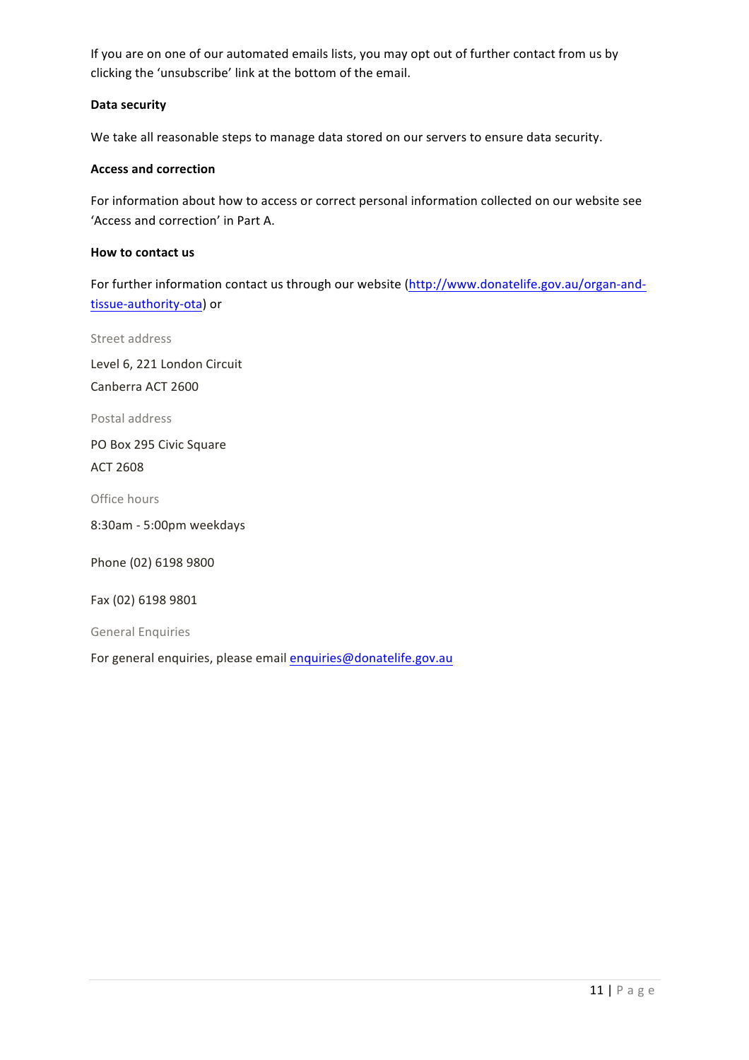If you are on one of our automated emails lists, you may opt out of further contact from us by clicking the 'unsubscribe' link at the bottom of the email.

**Data security**

We take all reasonable steps to manage data stored on our servers to ensure data security.

**Access and correction**

For information about how to access or correct personal information collected on our website see 'Access and correction' in Part A.

**How to contact us**

For further information contact us through our website (http://www.donatelife.gov.au/organ-and-tissue-authority-ota) or

Street address

Level 6, 221 London Circuit

Canberra ACT 2600

Postal address

PO Box 295 Civic Square

ACT 2608

Office hours

8:30am - 5:00pm weekdays

Phone (02) 6198 9800

Fax (02) 6198 9801

General Enquiries

For general enquiries, please email enquiries@donatelife.gov.au